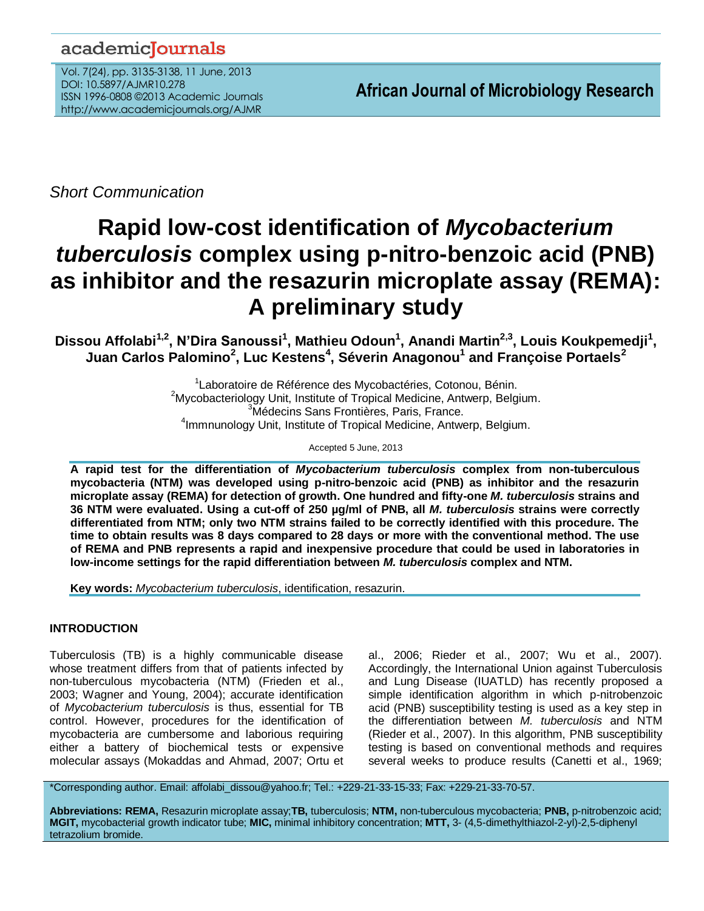*Short Communication*

# Rapid low-cost identification of *Mycobacterium tuberculosis* complex using p-nitro-benzoic acid (PNB) as inhibitor and the resazurin microplate assay (REMA): A preliminary study

**Dissou Affolabi[1,2], N'Dira Sanoussi[1], Mathieu Odoun[1], Anandi Martin[2,3], Louis Koukpemedji[1], Juan Carlos Palomino[2], Luc Kestens[4], Séverin Anagonou[1] and Françoise Portaels[2]**

[1]Laboratoire de Référence des Mycobactéries, Cotonou, Bénin.
[2]Mycobacteriology Unit, Institute of Tropical Medicine, Antwerp, Belgium.
[3]Médecins Sans Frontières, Paris, France.
[4]Immnunology Unit, Institute of Tropical Medicine, Antwerp, Belgium.

Accepted 5 June, 2013

**A rapid test for the differentiation of *Mycobacterium tuberculosis* complex from non-tuberculous mycobacteria (NTM) was developed using p-nitro-benzoic acid (PNB) as inhibitor and the resazurin microplate assay (REMA) for detection of growth. One hundred and fifty-one *M. tuberculosis* strains and 36 NTM were evaluated. Using a cut-off of 250 µg/ml of PNB, all *M. tuberculosis* strains were correctly differentiated from NTM; only two NTM strains failed to be correctly identified with this procedure. The time to obtain results was 8 days compared to 28 days or more with the conventional method. The use of REMA and PNB represents a rapid and inexpensive procedure that could be used in laboratories in low-income settings for the rapid differentiation between *M. tuberculosis* complex and NTM.**

**Key words:** *Mycobacterium tuberculosis*, identification, resazurin.

## INTRODUCTION

Tuberculosis (TB) is a highly communicable disease whose treatment differs from that of patients infected by non-tuberculous mycobacteria (NTM) (Frieden et al., 2003; Wagner and Young, 2004); accurate identification of *Mycobacterium tuberculosis* is thus, essential for TB control. However, procedures for the identification of mycobacteria are cumbersome and laborious requiring either a battery of biochemical tests or expensive molecular assays (Mokaddas and Ahmad, 2007; Ortu et al., 2006; Rieder et al., 2007; Wu et al., 2007). Accordingly, the International Union against Tuberculosis and Lung Disease (IUATLD) has recently proposed a simple identification algorithm in which p-nitrobenzoic acid (PNB) susceptibility testing is used as a key step in the differentiation between *M. tuberculosis* and NTM (Rieder et al., 2007). In this algorithm, PNB susceptibility testing is based on conventional methods and requires several weeks to produce results (Canetti et al., 1969;

*Corresponding author. Email: affolabi_dissou@yahoo.fr; Tel.: +229-21-33-15-33; Fax: +229-21-33-70-57.

**Abbreviations: REMA,** Resazurin microplate assay;**TB,** tuberculosis; **NTM,** non-tuberculous mycobacteria; **PNB,** p-nitrobenzoic acid; **MGIT,** mycobacterial growth indicator tube; **MIC,** minimal inhibitory concentration; **MTT,** 3- (4,5-dimethylthiazol-2-yl)-2,5-diphenyl tetrazolium bromide.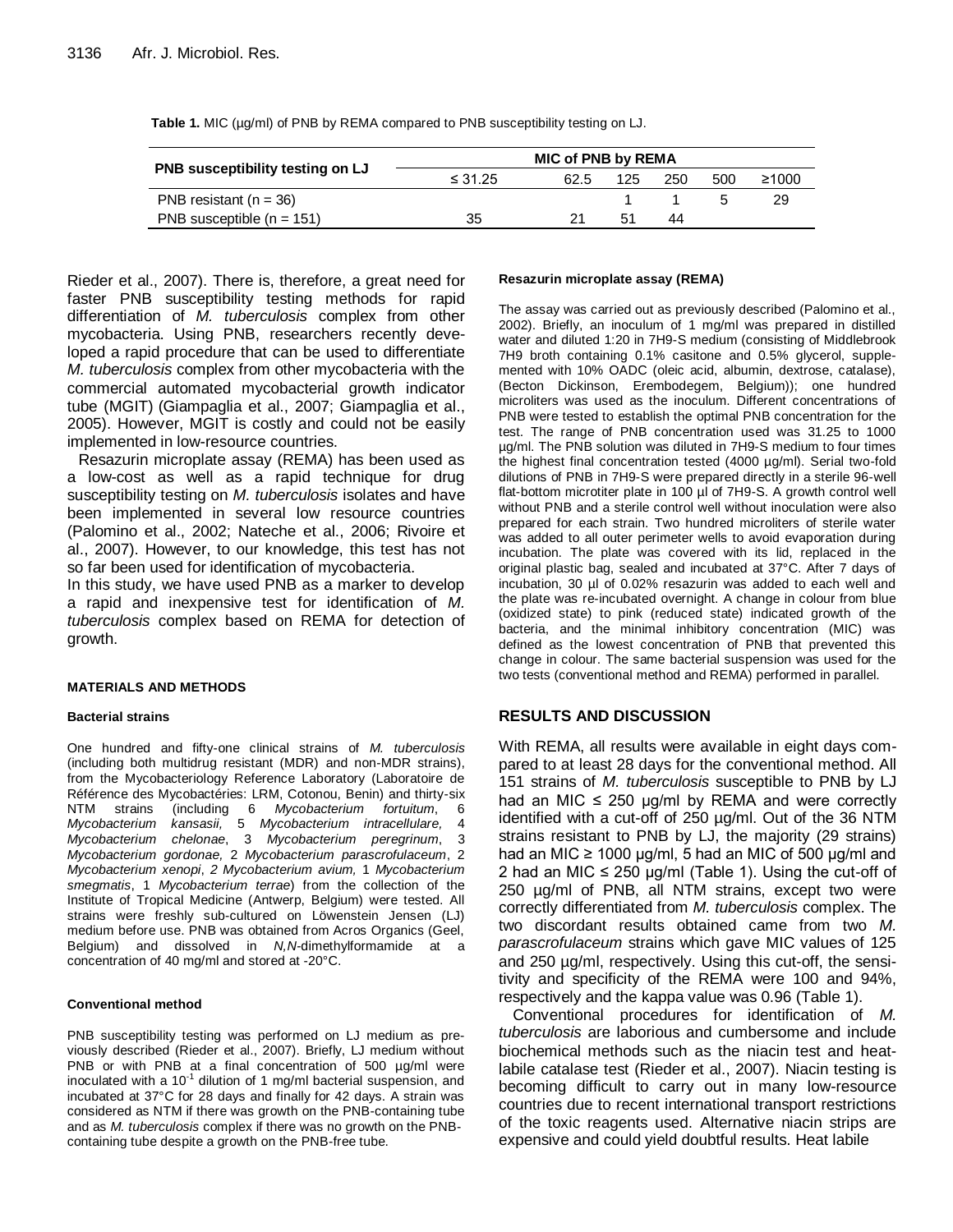**Table 1.** MIC (µg/ml) of PNB by REMA compared to PNB susceptibility testing on LJ.

| PNB susceptibility testing on LJ | MIC of PNB by REMA | | | | | |
|---|---|---|---|---|---|---|
| | ≤ 31.25 | 62.5 | 125 | 250 | 500 | ≥1000 |
| PNB resistant (n = 36) | | | 1 | 1 | 5 | 29 |
| PNB susceptible (n = 151) | 35 | 21 | 51 | 44 | | |

Rieder et al., 2007). There is, therefore, a great need for faster PNB susceptibility testing methods for rapid differentiation of *M. tuberculosis* complex from other mycobacteria. Using PNB, researchers recently developed a rapid procedure that can be used to differentiate *M. tuberculosis* complex from other mycobacteria with the commercial automated mycobacterial growth indicator tube (MGIT) (Giampaglia et al., 2007; Giampaglia et al., 2005). However, MGIT is costly and could not be easily implemented in low-resource countries.

Resazurin microplate assay (REMA) has been used as a low-cost as well as a rapid technique for drug susceptibility testing on *M. tuberculosis* isolates and have been implemented in several low resource countries (Palomino et al., 2002; Nateche et al., 2006; Rivoire et al., 2007). However, to our knowledge, this test has not so far been used for identification of mycobacteria.

In this study, we have used PNB as a marker to develop a rapid and inexpensive test for identification of *M. tuberculosis* complex based on REMA for detection of growth.

## MATERIALS AND METHODS

### Bacterial strains

One hundred and fifty-one clinical strains of *M. tuberculosis* (including both multidrug resistant (MDR) and non-MDR strains), from the Mycobacteriology Reference Laboratory (Laboratoire de Référence des Mycobactéries: LRM, Cotonou, Benin) and thirty-six NTM strains (including 6 *Mycobacterium fortuitum*, 6 *Mycobacterium kansasii,* 5 *Mycobacterium intracellulare,* 4 *Mycobacterium chelonae*, 3 *Mycobacterium peregrinum*, 3 *Mycobacterium gordonae,* 2 *Mycobacterium parascrofulaceum*, 2 *Mycobacterium xenopi*, *2 Mycobacterium avium,* 1 *Mycobacterium smegmatis*, 1 *Mycobacterium terrae*) from the collection of the Institute of Tropical Medicine (Antwerp, Belgium) were tested. All strains were freshly sub-cultured on Löwenstein Jensen (LJ) medium before use. PNB was obtained from Acros Organics (Geel, Belgium) and dissolved in *N,N*-dimethylformamide at a concentration of 40 mg/ml and stored at -20°C.

### Conventional method

PNB susceptibility testing was performed on LJ medium as previously described (Rieder et al., 2007). Briefly, LJ medium without PNB or with PNB at a final concentration of 500 µg/ml were inoculated with a $10^{-1}$ dilution of 1 mg/ml bacterial suspension, and incubated at 37°C for 28 days and finally for 42 days. A strain was considered as NTM if there was growth on the PNB-containing tube and as *M. tuberculosis* complex if there was no growth on the PNB-containing tube despite a growth on the PNB-free tube.

### Resazurin microplate assay (REMA)

The assay was carried out as previously described (Palomino et al., 2002). Briefly, an inoculum of 1 mg/ml was prepared in distilled water and diluted 1:20 in 7H9-S medium (consisting of Middlebrook 7H9 broth containing 0.1% casitone and 0.5% glycerol, supplemented with 10% OADC (oleic acid, albumin, dextrose, catalase), (Becton Dickinson, Erembodegem, Belgium)); one hundred microliters was used as the inoculum. Different concentrations of PNB were tested to establish the optimal PNB concentration for the test. The range of PNB concentration used was 31.25 to 1000 µg/ml. The PNB solution was diluted in 7H9-S medium to four times the highest final concentration tested (4000 µg/ml). Serial two-fold dilutions of PNB in 7H9-S were prepared directly in a sterile 96-well flat-bottom microtiter plate in 100 µl of 7H9-S. A growth control well without PNB and a sterile control well without inoculation were also prepared for each strain. Two hundred microliters of sterile water was added to all outer perimeter wells to avoid evaporation during incubation. The plate was covered with its lid, replaced in the original plastic bag, sealed and incubated at 37°C. After 7 days of incubation, 30 µl of 0.02% resazurin was added to each well and the plate was re-incubated overnight. A change in colour from blue (oxidized state) to pink (reduced state) indicated growth of the bacteria, and the minimal inhibitory concentration (MIC) was defined as the lowest concentration of PNB that prevented this change in colour. The same bacterial suspension was used for the two tests (conventional method and REMA) performed in parallel.

## RESULTS AND DISCUSSION

With REMA, all results were available in eight days compared to at least 28 days for the conventional method. All 151 strains of *M. tuberculosis* susceptible to PNB by LJ had an MIC ≤ 250 µg/ml by REMA and were correctly identified with a cut-off of 250 µg/ml. Out of the 36 NTM strains resistant to PNB by LJ, the majority (29 strains) had an MIC ≥ 1000 µg/ml, 5 had an MIC of 500 µg/ml and 2 had an MIC ≤ 250 µg/ml (Table 1). Using the cut-off of 250 µg/ml of PNB, all NTM strains, except two were correctly differentiated from *M. tuberculosis* complex. The two discordant results obtained came from two *M. parascrofulaceum* strains which gave MIC values of 125 and 250 µg/ml, respectively. Using this cut-off, the sensitivity and specificity of the REMA were 100 and 94%, respectively and the kappa value was 0.96 (Table 1).

Conventional procedures for identification of *M. tuberculosis* are laborious and cumbersome and include biochemical methods such as the niacin test and heat-labile catalase test (Rieder et al., 2007). Niacin testing is becoming difficult to carry out in many low-resource countries due to recent international transport restrictions of the toxic reagents used. Alternative niacin strips are expensive and could yield doubtful results. Heat labile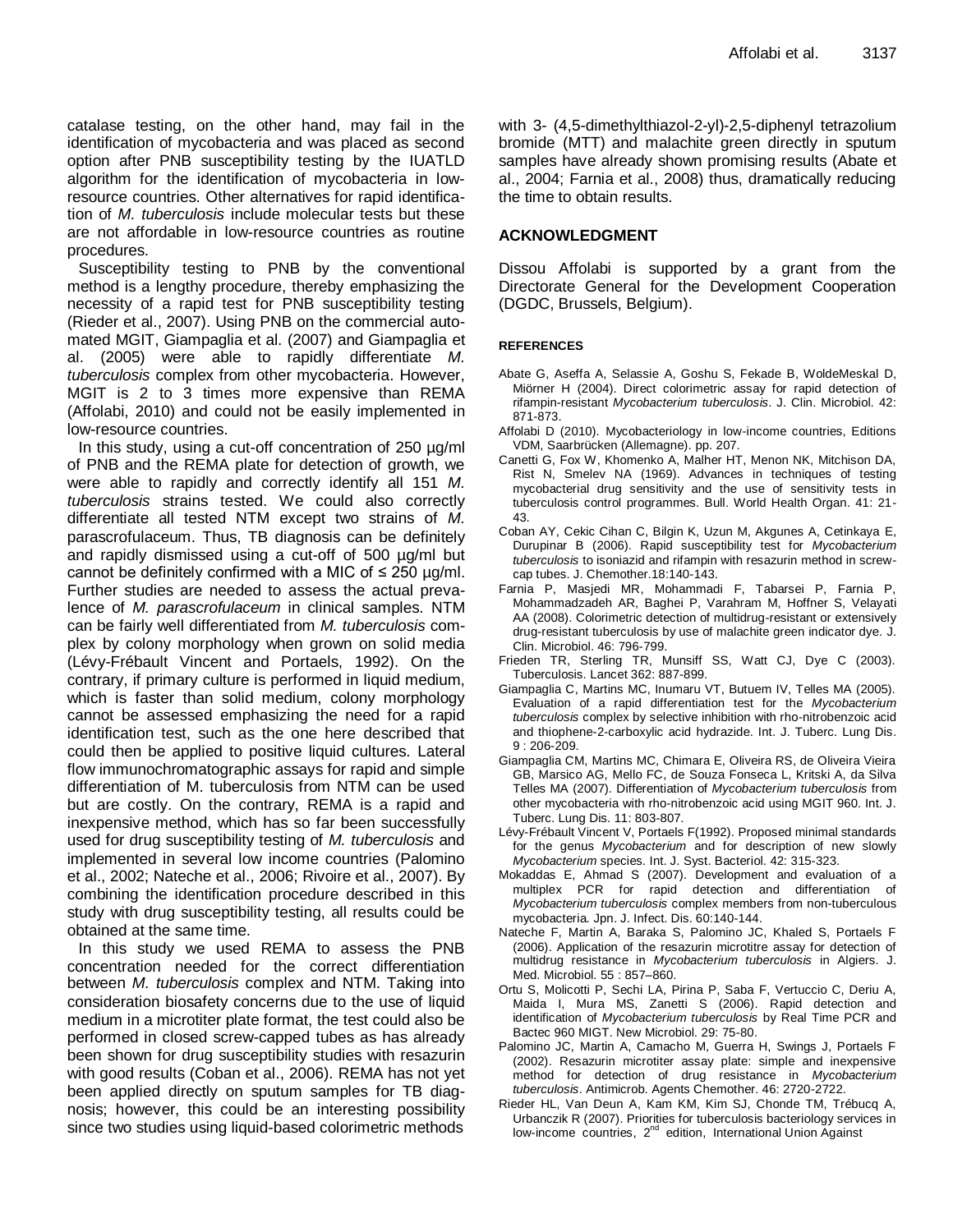catalase testing, on the other hand, may fail in the identification of mycobacteria and was placed as second option after PNB susceptibility testing by the IUATLD algorithm for the identification of mycobacteria in low-resource countries. Other alternatives for rapid identification of *M. tuberculosis* include molecular tests but these are not affordable in low-resource countries as routine procedures.

Susceptibility testing to PNB by the conventional method is a lengthy procedure, thereby emphasizing the necessity of a rapid test for PNB susceptibility testing (Rieder et al., 2007). Using PNB on the commercial automated MGIT, Giampaglia et al. (2007) and Giampaglia et al. (2005) were able to rapidly differentiate *M. tuberculosis* complex from other mycobacteria. However, MGIT is 2 to 3 times more expensive than REMA (Affolabi, 2010) and could not be easily implemented in low-resource countries.

In this study, using a cut-off concentration of 250 µg/ml of PNB and the REMA plate for detection of growth, we were able to rapidly and correctly identify all 151 *M. tuberculosis* strains tested. We could also correctly differentiate all tested NTM except two strains of *M.* parascrofulaceum. Thus, TB diagnosis can be definitely and rapidly dismissed using a cut-off of 500 µg/ml but cannot be definitely confirmed with a MIC of ≤ 250 µg/ml. Further studies are needed to assess the actual prevalence of *M. parascrofulaceum* in clinical samples. NTM can be fairly well differentiated from *M. tuberculosis* complex by colony morphology when grown on solid media (Lévy-Frébault Vincent and Portaels, 1992). On the contrary, if primary culture is performed in liquid medium, which is faster than solid medium, colony morphology cannot be assessed emphasizing the need for a rapid identification test, such as the one here described that could then be applied to positive liquid cultures. Lateral flow immunochromatographic assays for rapid and simple differentiation of M. tuberculosis from NTM can be used but are costly. On the contrary, REMA is a rapid and inexpensive method, which has so far been successfully used for drug susceptibility testing of *M. tuberculosis* and implemented in several low income countries (Palomino et al., 2002; Nateche et al., 2006; Rivoire et al., 2007). By combining the identification procedure described in this study with drug susceptibility testing, all results could be obtained at the same time.

In this study we used REMA to assess the PNB concentration needed for the correct differentiation between *M. tuberculosis* complex and NTM. Taking into consideration biosafety concerns due to the use of liquid medium in a microtiter plate format, the test could also be performed in closed screw-capped tubes as has already been shown for drug susceptibility studies with resazurin with good results (Coban et al., 2006). REMA has not yet been applied directly on sputum samples for TB diagnosis; however, this could be an interesting possibility since two studies using liquid-based colorimetric methods with 3- (4,5-dimethylthiazol-2-yl)-2,5-diphenyl tetrazolium bromide (MTT) and malachite green directly in sputum samples have already shown promising results (Abate et al., 2004; Farnia et al., 2008) thus, dramatically reducing the time to obtain results.

## ACKNOWLEDGMENT

Dissou Affolabi is supported by a grant from the Directorate General for the Development Cooperation (DGDC, Brussels, Belgium).

## REFERENCES

Abate G, Aseffa A, Selassie A, Goshu S, Fekade B, WoldeMeskal D, Miörner H (2004). Direct colorimetric assay for rapid detection of rifampin-resistant *Mycobacterium tuberculosis*. J. Clin. Microbiol. 42: 871-873.

Affolabi D (2010). Mycobacteriology in low-income countries, Editions VDM, Saarbrücken (Allemagne). pp. 207.

Canetti G, Fox W, Khomenko A, Malher HT, Menon NK, Mitchison DA, Rist N, Smelev NA (1969). Advances in techniques of testing mycobacterial drug sensitivity and the use of sensitivity tests in tuberculosis control programmes. Bull. World Health Organ. 41: 21-43.

Coban AY, Cekic Cihan C, Bilgin K, Uzun M, Akgunes A, Cetinkaya E, Durupinar B (2006). Rapid susceptibility test for *Mycobacterium tuberculosis* to isoniazid and rifampin with resazurin method in screw-cap tubes. J. Chemother.18:140-143.

Farnia P, Masjedi MR, Mohammadi F, Tabarsei P, Farnia P, Mohammadzadeh AR, Baghei P, Varahram M, Hoffner S, Velayati AA (2008). Colorimetric detection of multidrug-resistant or extensively drug-resistant tuberculosis by use of malachite green indicator dye. J. Clin. Microbiol. 46: 796-799.

Frieden TR, Sterling TR, Munsiff SS, Watt CJ, Dye C (2003). Tuberculosis. Lancet 362: 887-899.

Giampaglia C, Martins MC, Inumaru VT, Butuem IV, Telles MA (2005). Evaluation of a rapid differentiation test for the *Mycobacterium tuberculosis* complex by selective inhibition with rho-nitrobenzoic acid and thiophene-2-carboxylic acid hydrazide. Int. J. Tuberc. Lung Dis. 9 : 206-209.

Giampaglia CM, Martins MC, Chimara E, Oliveira RS, de Oliveira Vieira GB, Marsico AG, Mello FC, de Souza Fonseca L, Kritski A, da Silva Telles MA (2007). Differentiation of *Mycobacterium tuberculosis* from other mycobacteria with rho-nitrobenzoic acid using MGIT 960. Int. J. Tuberc. Lung Dis. 11: 803-807.

Lévy-Frébault Vincent V, Portaels F(1992). Proposed minimal standards for the genus *Mycobacterium* and for description of new slowly *Mycobacterium* species. Int. J. Syst. Bacteriol. 42: 315-323.

Mokaddas E, Ahmad S (2007). Development and evaluation of a multiplex PCR for rapid detection and differentiation of *Mycobacterium tuberculosis* complex members from non-tuberculous mycobacteria. Jpn. J. Infect. Dis. 60:140-144.

Nateche F, Martin A, Baraka S, Palomino JC, Khaled S, Portaels F (2006). Application of the resazurin microtitre assay for detection of multidrug resistance in *Mycobacterium tuberculosis* in Algiers. J. Med. Microbiol. 55 : 857–860.

Ortu S, Molicotti P, Sechi LA, Pirina P, Saba F, Vertuccio C, Deriu A, Maida I, Mura MS, Zanetti S (2006). Rapid detection and identification of *Mycobacterium tuberculosis* by Real Time PCR and Bactec 960 MIGT. New Microbiol. 29: 75-80.

Palomino JC, Martin A, Camacho M, Guerra H, Swings J, Portaels F (2002). Resazurin microtiter assay plate: simple and inexpensive method for detection of drug resistance in *Mycobacterium tuberculosis*. Antimicrob. Agents Chemother. 46: 2720-2722.

Rieder HL, Van Deun A, Kam KM, Kim SJ, Chonde TM, Trébucq A, Urbanczik R (2007). Priorities for tuberculosis bacteriology services in low-income countries, 2nd edition, International Union Against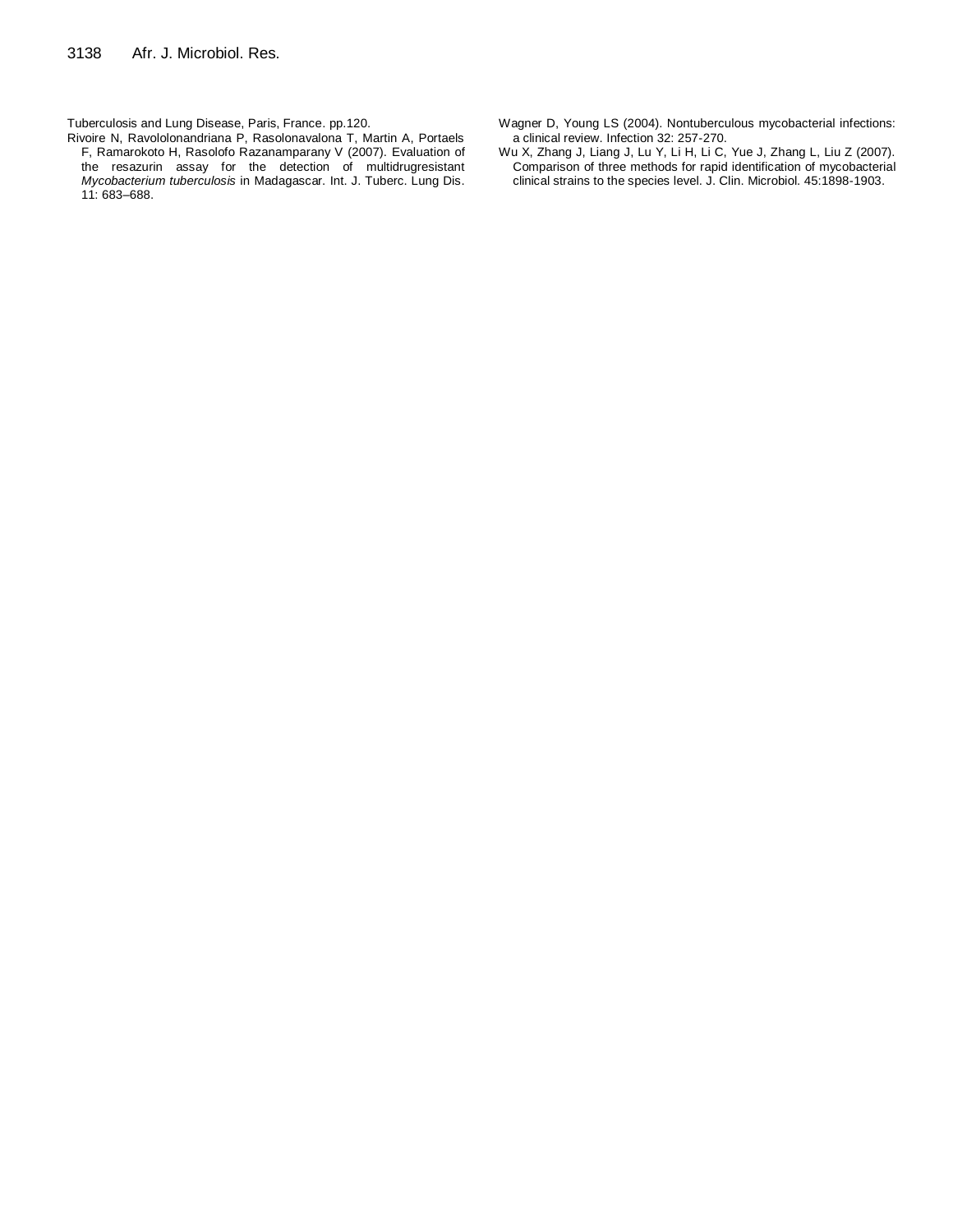Tuberculosis and Lung Disease, Paris, France. pp.120.

Rivoire N, Ravololonandriana P, Rasolonavalona T, Martin A, Portaels F, Ramarokoto H, Rasolofo Razanamparany V (2007). Evaluation of the resazurin assay for the detection of multidrugresistant *Mycobacterium tuberculosis* in Madagascar. Int. J. Tuberc. Lung Dis. 11: 683–688.

Wagner D, Young LS (2004). Nontuberculous mycobacterial infections: a clinical review. Infection 32: 257-270.

Wu X, Zhang J, Liang J, Lu Y, Li H, Li C, Yue J, Zhang L, Liu Z (2007). Comparison of three methods for rapid identification of mycobacterial clinical strains to the species level. J. Clin. Microbiol. 45:1898-1903.